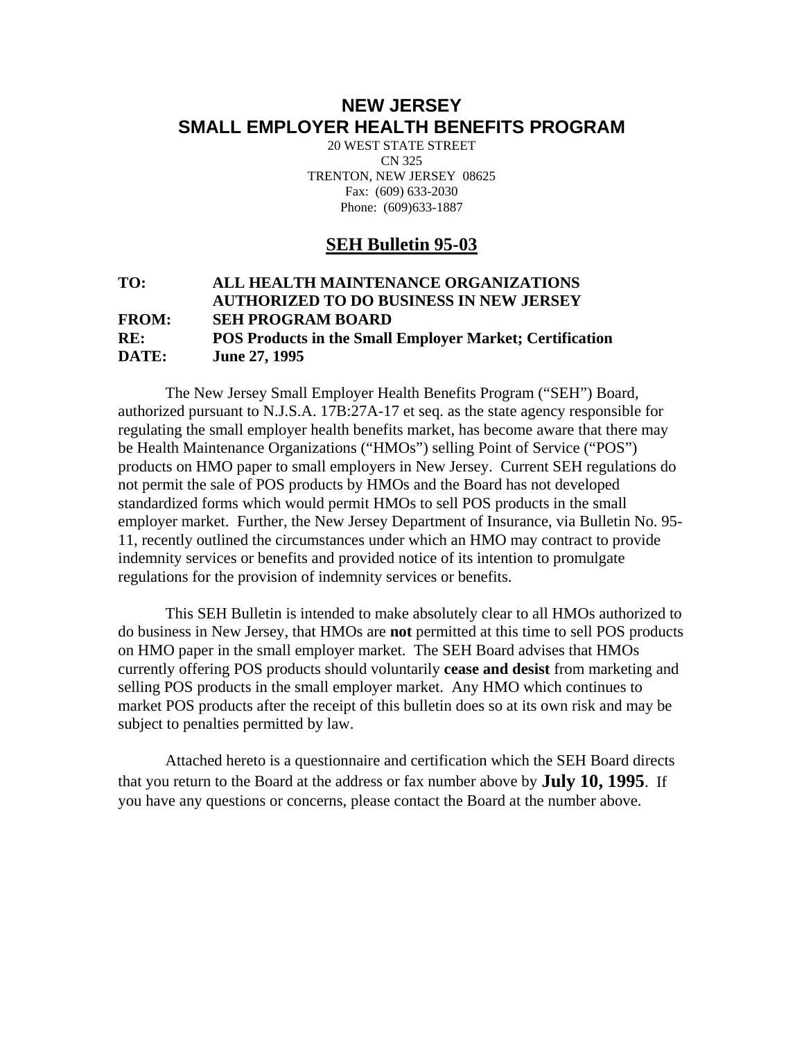# NEW JERSEY
# SMALL EMPLOYER HEALTH BENEFITS PROGRAM

20 WEST STATE STREET
CN 325
TRENTON, NEW JERSEY 08625
Fax: (609) 633-2030
Phone: (609)633-1887

## SEH Bulletin 95-03

**TO:** **ALL HEALTH MAINTENANCE ORGANIZATIONS AUTHORIZED TO DO BUSINESS IN NEW JERSEY**
**FROM:** **SEH PROGRAM BOARD**
**RE:** **POS Products in the Small Employer Market; Certification**
**DATE:** **June 27, 1995**

The New Jersey Small Employer Health Benefits Program ("SEH") Board, authorized pursuant to N.J.S.A. 17B:27A-17 et seq. as the state agency responsible for regulating the small employer health benefits market, has become aware that there may be Health Maintenance Organizations ("HMOs") selling Point of Service ("POS") products on HMO paper to small employers in New Jersey. Current SEH regulations do not permit the sale of POS products by HMOs and the Board has not developed standardized forms which would permit HMOs to sell POS products in the small employer market. Further, the New Jersey Department of Insurance, via Bulletin No. 95-11, recently outlined the circumstances under which an HMO may contract to provide indemnity services or benefits and provided notice of its intention to promulgate regulations for the provision of indemnity services or benefits.

This SEH Bulletin is intended to make absolutely clear to all HMOs authorized to do business in New Jersey, that HMOs are **not** permitted at this time to sell POS products on HMO paper in the small employer market. The SEH Board advises that HMOs currently offering POS products should voluntarily **cease and desist** from marketing and selling POS products in the small employer market. Any HMO which continues to market POS products after the receipt of this bulletin does so at its own risk and may be subject to penalties permitted by law.

Attached hereto is a questionnaire and certification which the SEH Board directs that you return to the Board at the address or fax number above by **July 10, 1995**. If you have any questions or concerns, please contact the Board at the number above.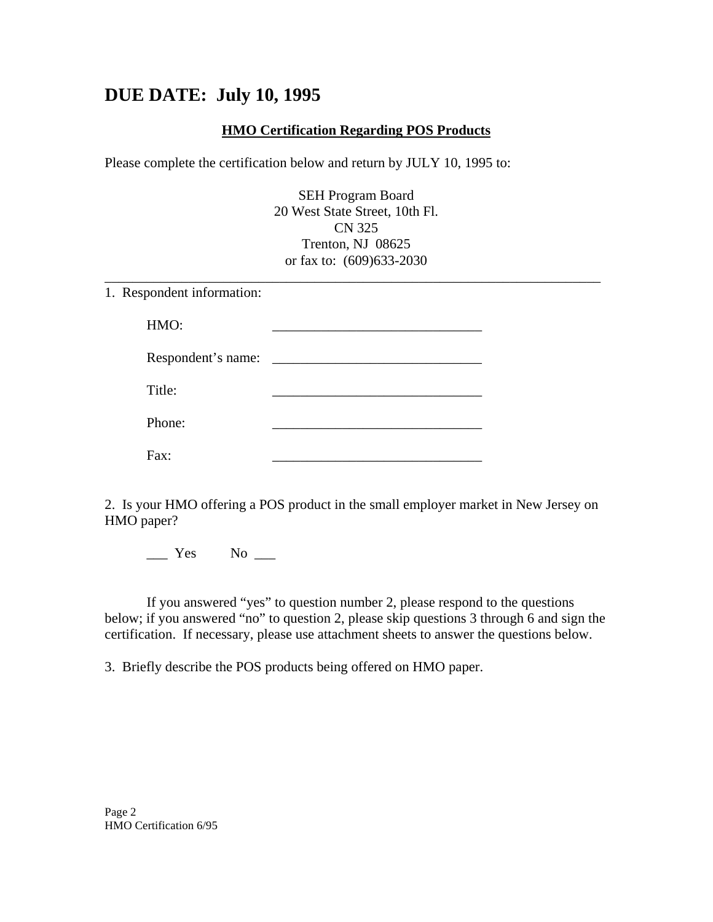# DUE DATE: July 10, 1995

**HMO Certification Regarding POS Products**

Please complete the certification below and return by JULY 10, 1995 to:

SEH Program Board
20 West State Street, 10th Fl.
CN 325
Trenton, NJ 08625
or fax to: (609)633-2030

---

1. Respondent information:

HMO: ______________________________

Respondent's name: ______________________________

Title: ______________________________

Phone: ______________________________

Fax: ______________________________

2. Is your HMO offering a POS product in the small employer market in New Jersey on HMO paper?

___ Yes    No ___

If you answered "yes" to question number 2, please respond to the questions below; if you answered "no" to question 2, please skip questions 3 through 6 and sign the certification. If necessary, please use attachment sheets to answer the questions below.

3. Briefly describe the POS products being offered on HMO paper.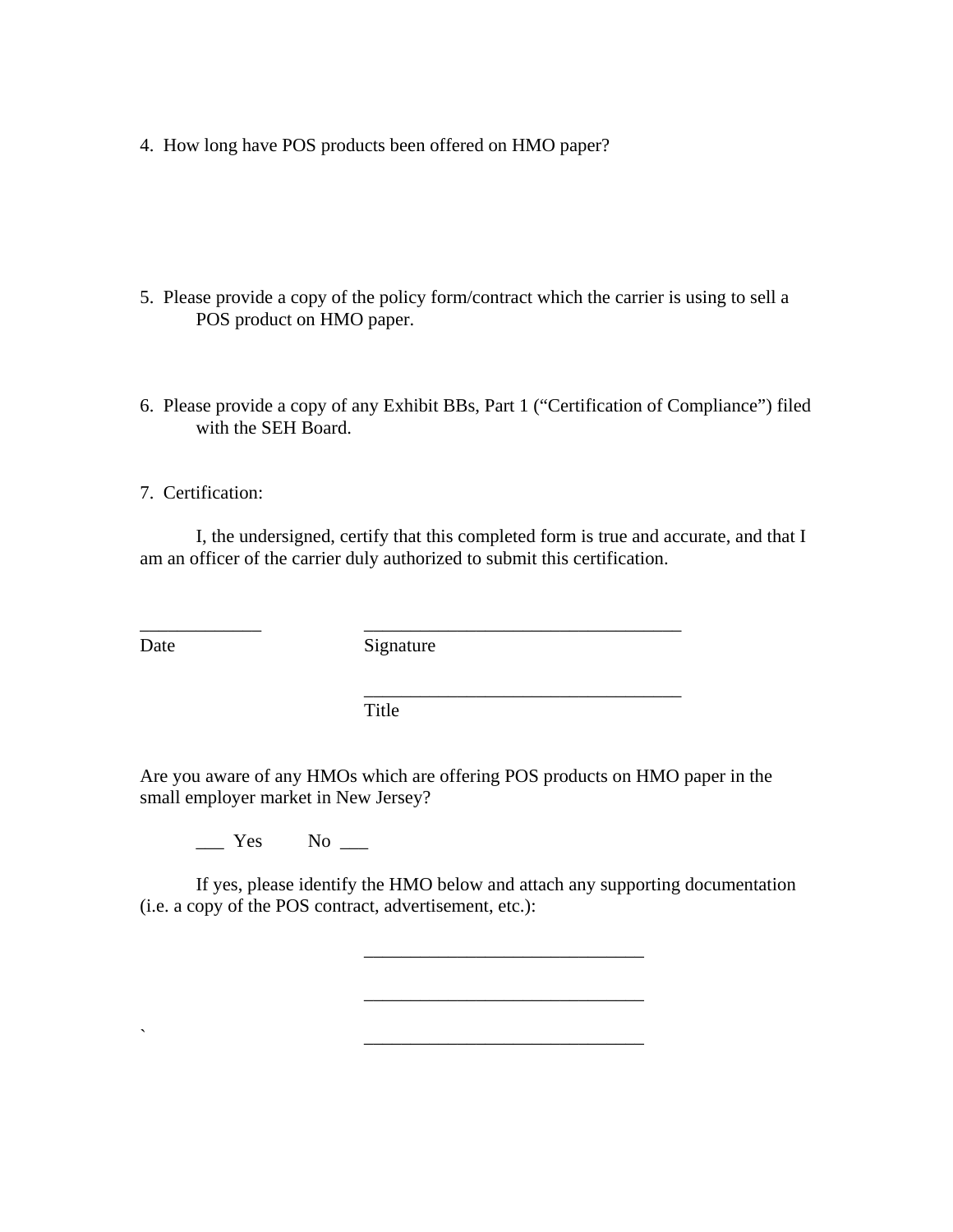4. How long have POS products been offered on HMO paper?

5. Please provide a copy of the policy form/contract which the carrier is using to sell a POS product on HMO paper.

6. Please provide a copy of any Exhibit BBs, Part 1 ("Certification of Compliance") filed with the SEH Board.

7. Certification:

I, the undersigned, certify that this completed form is true and accurate, and that I am an officer of the carrier duly authorized to submit this certification.

_____________ ___________________________________

Date Signature

___________________________________

Title

Are you aware of any HMOs which are offering POS products on HMO paper in the small employer market in New Jersey?

___ Yes No ___

If yes, please identify the HMO below and attach any supporting documentation (i.e. a copy of the POS contract, advertisement, etc.):

_______________________________

_______________________________

` _______________________________